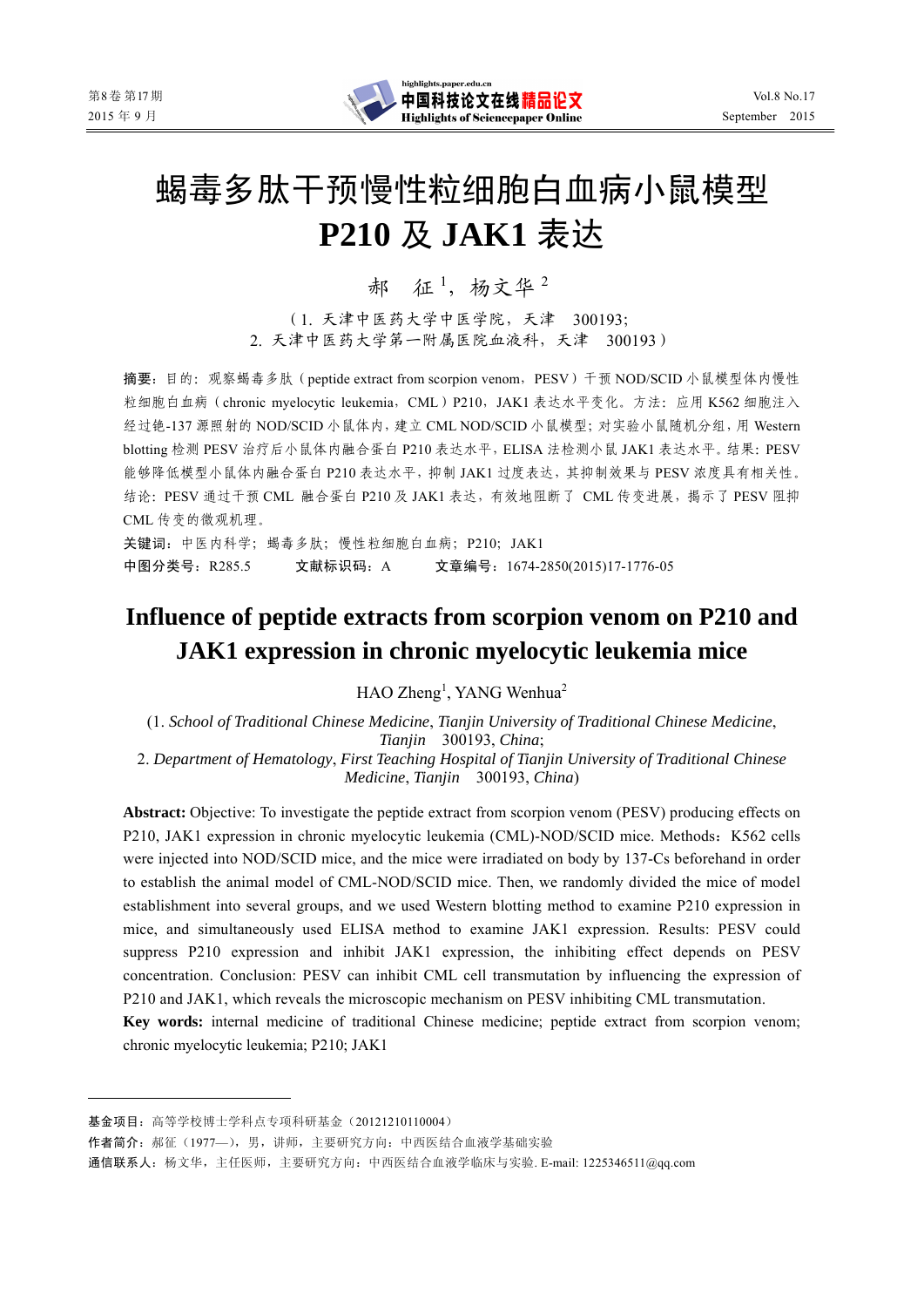# 蝎毒多肽干预慢性粒细胞白血病小鼠模型 P210 及 JAK1 表达

郝　征[1]，杨文华[2]

（1. 天津中医药大学中医学院，天津　300193；
2. 天津中医药大学第一附属医院血液科，天津　300193）

**摘要：** 目的：观察蝎毒多肽（peptide extract from scorpion venom，PESV）干预 NOD/SCID 小鼠模型体内慢性粒细胞白血病（chronic myelocytic leukemia，CML）P210，JAK1 表达水平变化。方法：应用 K562 细胞注入经过铯-137 源照射的 NOD/SCID 小鼠体内，建立 CML NOD/SCID 小鼠模型；对实验小鼠随机分组，用 Western blotting 检测 PESV 治疗后小鼠体内融合蛋白 P210 表达水平，ELISA 法检测小鼠 JAK1 表达水平。结果：PESV 能够降低模型小鼠体内融合蛋白 P210 表达水平，抑制 JAK1 过度表达，其抑制效果与 PESV 浓度具有相关性。结论：PESV 通过干预 CML 融合蛋白 P210 及 JAK1 表达，有效地阻断了 CML 传变进展，揭示了 PESV 阻抑 CML 传变的微观机理。

**关键词：** 中医内科学；蝎毒多肽；慢性粒细胞白血病；P210；JAK1

**中图分类号：** R285.5　　**文献标识码：** A　　**文章编号：** 1674-2850(2015)17-1776-05

# Influence of peptide extracts from scorpion venom on P210 and JAK1 expression in chronic myelocytic leukemia mice

HAO Zheng[1], YANG Wenhua[2]

(1. *School of Traditional Chinese Medicine*, *Tianjin University of Traditional Chinese Medicine*, *Tianjin*　300193, *China*;
2. *Department of Hematology*, *First Teaching Hospital of Tianjin University of Traditional Chinese Medicine*, *Tianjin*　300193, *China*)

**Abstract:** Objective: To investigate the peptide extract from scorpion venom (PESV) producing effects on P210, JAK1 expression in chronic myelocytic leukemia (CML)-NOD/SCID mice. Methods：K562 cells were injected into NOD/SCID mice, and the mice were irradiated on body by 137-Cs beforehand in order to establish the animal model of CML-NOD/SCID mice. Then, we randomly divided the mice of model establishment into several groups, and we used Western blotting method to examine P210 expression in mice, and simultaneously used ELISA method to examine JAK1 expression. Results: PESV could suppress P210 expression and inhibit JAK1 expression, the inhibiting effect depends on PESV concentration. Conclusion: PESV can inhibit CML cell transmutation by influencing the expression of P210 and JAK1, which reveals the microscopic mechanism on PESV inhibiting CML transmutation.

**Key words:** internal medicine of traditional Chinese medicine; peptide extract from scorpion venom; chronic myelocytic leukemia; P210; JAK1

---

**基金项目：** 高等学校博士学科点专项科研基金（20121210110004）

**作者简介：** 郝征（1977—），男，讲师，主要研究方向：中西医结合血液学基础实验

**通信联系人：** 杨文华，主任医师，主要研究方向：中西医结合血液学临床与实验. E-mail: 1225346511@qq.com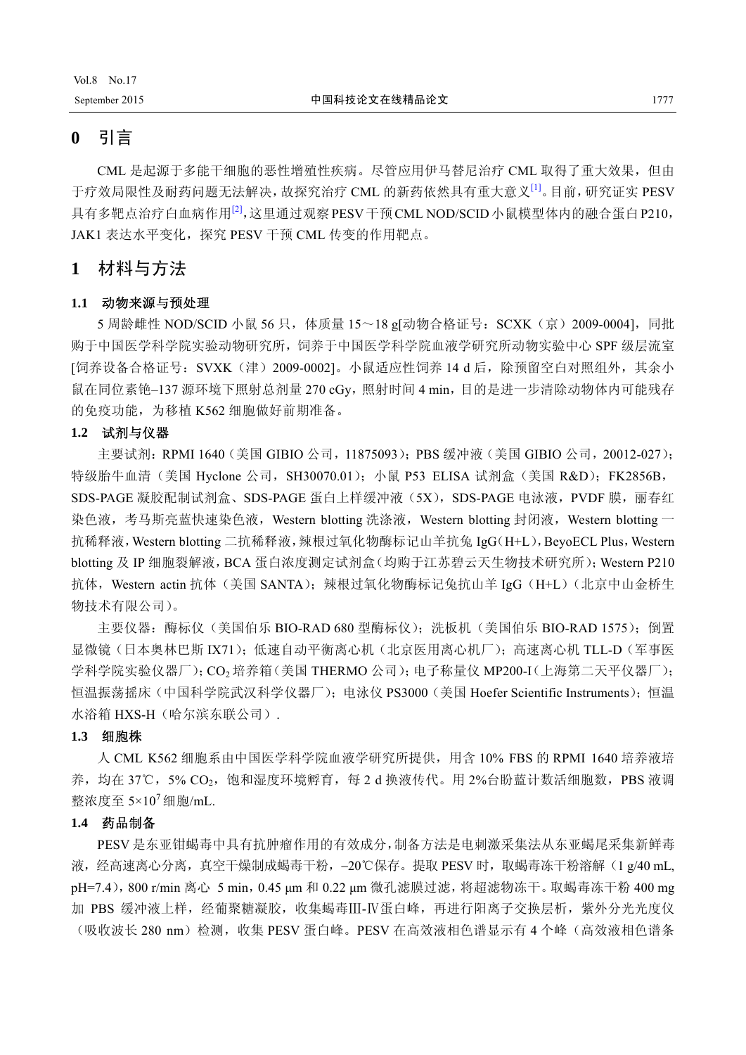## 0 引言

CML 是起源于多能干细胞的恶性增殖性疾病。尽管应用伊马替尼治疗 CML 取得了重大效果，但由于疗效局限性及耐药问题无法解决，故探究治疗 CML 的新药依然具有重大意义[1]。目前，研究证实 PESV 具有多靶点治疗白血病作用[2]，这里通过观察PESV干预CML NOD/SCID小鼠模型体内的融合蛋白P210，JAK1 表达水平变化，探究 PESV 干预 CML 传变的作用靶点。

## 1 材料与方法

### 1.1 动物来源与预处理

5 周龄雌性 NOD/SCID 小鼠 56 只，体质量 15～18 g[动物合格证号：SCXK（京）2009-0004]，同批购于中国医学科学院实验动物研究所，饲养于中国医学科学院血液学研究所动物实验中心 SPF 级层流室[饲养设备合格证号：SVXK（津）2009-0002]。小鼠适应性饲养 14 d 后，除预留空白对照组外，其余小鼠在同位素铯–137 源环境下照射总剂量 270 cGy，照射时间 4 min，目的是进一步清除动物体内可能残存的免疫功能，为移植 K562 细胞做好前期准备。

### 1.2 试剂与仪器

主要试剂：RPMI 1640（美国 GIBIO 公司，11875093）；PBS 缓冲液（美国 GIBIO 公司，20012-027）；特级胎牛血清（美国 Hyclone 公司，SH30070.01）；小鼠 P53 ELISA 试剂盒（美国 R&D）；FK2856B，SDS-PAGE 凝胶配制试剂盒、SDS-PAGE 蛋白上样缓冲液（5X），SDS-PAGE 电泳液，PVDF 膜，丽春红染色液，考马斯亮蓝快速染色液，Western blotting 洗涤液，Western blotting 封闭液，Western blotting 一抗稀释液，Western blotting 二抗稀释液，辣根过氧化物酶标记山羊抗兔 IgG（H+L），BeyoECL Plus，Western blotting 及 IP 细胞裂解液，BCA 蛋白浓度测定试剂盒（均购于江苏碧云天生物技术研究所）；Western P210 抗体，Western actin 抗体（美国 SANTA）；辣根过氧化物酶标记兔抗山羊 IgG（H+L）（北京中山金桥生物技术有限公司）。

主要仪器：酶标仪（美国伯乐 BIO-RAD 680 型酶标仪）；洗板机（美国伯乐 BIO-RAD 1575）；倒置显微镜（日本奥林巴斯 IX71）；低速自动平衡离心机（北京医用离心机厂）；高速离心机 TLL-D（军事医学科学院实验仪器厂）；$CO_2$ 培养箱（美国 THERMO 公司）；电子称量仪 MP200-I（上海第二天平仪器厂）；恒温振荡摇床（中国科学院武汉科学仪器厂）；电泳仪 PS3000（美国 Hoefer Scientific Instruments）；恒温水浴箱 HXS-H（哈尔滨东联公司）.

### 1.3 细胞株

人 CML K562 细胞系由中国医学科学院血液学研究所提供，用含 10% FBS 的 RPMI 1640 培养液培养，均在 37℃，5% $CO_2$，饱和湿度环境孵育，每 2 d 换液传代。用 2%台盼蓝计数活细胞数，PBS 液调整浓度至 $5\times10^7$ 细胞/mL.

### 1.4 药品制备

PESV 是东亚钳蝎毒中具有抗肿瘤作用的有效成分，制备方法是电刺激采集法从东亚蝎尾采集新鲜毒液，经高速离心分离，真空干燥制成蝎毒干粉，–20℃保存。提取 PESV 时，取蝎毒冻干粉溶解（1 g/40 mL, pH=7.4），800 r/min 离心 5 min，0.45 μm 和 0.22 μm 微孔滤膜过滤，将超滤物冻干。取蝎毒冻干粉 400 mg 加 PBS 缓冲液上样，经葡聚糖凝胶，收集蝎毒Ⅲ-Ⅳ蛋白峰，再进行阳离子交换层析，紫外分光光度仪（吸收波长 280 nm）检测，收集 PESV 蛋白峰。PESV 在高效液相色谱显示有 4 个峰（高效液相色谱条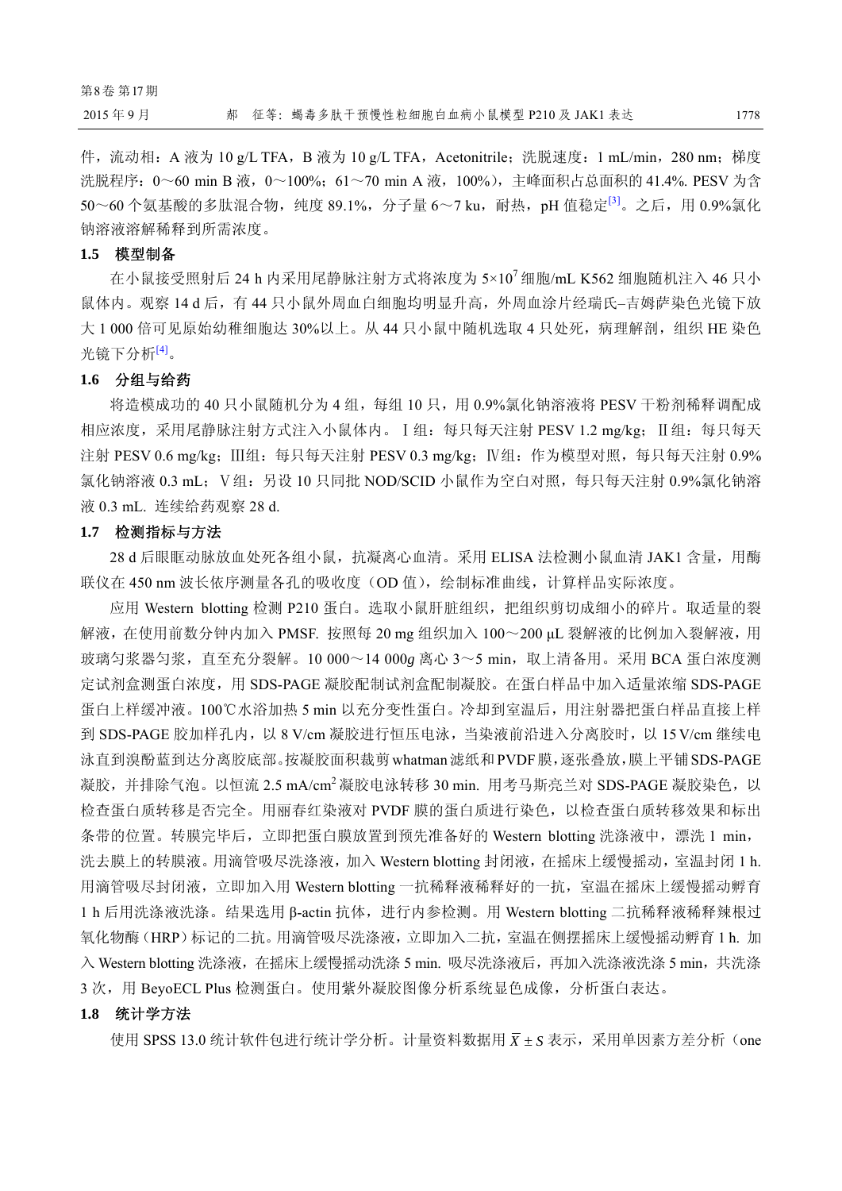件，流动相：A 液为 10 g/L TFA，B 液为 10 g/L TFA，Acetonitrile；洗脱速度：1 mL/min，280 nm；梯度洗脱程序：0～60 min B 液，0～100%；61～70 min A 液，100%），主峰面积占总面积的 41.4%. PESV 为含 50～60 个氨基酸的多肽混合物，纯度 89.1%，分子量 6～7 ku，耐热，pH 值稳定[3]。之后，用 0.9%氯化钠溶液溶解稀释到所需浓度。

### 1.5　模型制备

在小鼠接受照射后 24 h 内采用尾静脉注射方式将浓度为 $5\times10^7$ 细胞/mL K562 细胞随机注入 46 只小鼠体内。观察 14 d 后，有 44 只小鼠外周血白细胞均明显升高，外周血涂片经瑞氏–吉姆萨染色光镜下放大 1 000 倍可见原始幼稚细胞达 30%以上。从 44 只小鼠中随机选取 4 只处死，病理解剖，组织 HE 染色光镜下分析[4]。

### 1.6　分组与给药

将造模成功的 40 只小鼠随机分为 4 组，每组 10 只，用 0.9%氯化钠溶液将 PESV 干粉剂稀释调配成相应浓度，采用尾静脉注射方式注入小鼠体内。Ⅰ组：每只每天注射 PESV 1.2 mg/kg；Ⅱ组：每只每天注射 PESV 0.6 mg/kg；Ⅲ组：每只每天注射 PESV 0.3 mg/kg；Ⅳ组：作为模型对照，每只每天注射 0.9%氯化钠溶液 0.3 mL；Ⅴ组：另设 10 只同批 NOD/SCID 小鼠作为空白对照，每只每天注射 0.9%氯化钠溶液 0.3 mL. 连续给药观察 28 d.

### 1.7　检测指标与方法

28 d 后眼眶动脉放血处死各组小鼠，抗凝离心血清。采用 ELISA 法检测小鼠血清 JAK1 含量，用酶联仪在 450 nm 波长依序测量各孔的吸收度（OD 值），绘制标准曲线，计算样品实际浓度。

应用 Western blotting 检测 P210 蛋白。选取小鼠肝脏组织，把组织剪切成细小的碎片。取适量的裂解液，在使用前数分钟内加入 PMSF. 按照每 20 mg 组织加入 100～200 μL 裂解液的比例加入裂解液，用玻璃匀浆器匀浆，直至充分裂解。10 000～14 000*g* 离心 3～5 min，取上清备用。采用 BCA 蛋白浓度测定试剂盒测蛋白浓度，用 SDS-PAGE 凝胶配制试剂盒配制凝胶。在蛋白样品中加入适量浓缩 SDS-PAGE 蛋白上样缓冲液。100℃水浴加热 5 min 以充分变性蛋白。冷却到室温后，用注射器把蛋白样品直接上样到 SDS-PAGE 胶加样孔内，以 8 V/cm 凝胶进行恒压电泳，当染液前沿进入分离胶时，以 15 V/cm 继续电泳直到溴酚蓝到达分离胶底部。按凝胶面积裁剪 whatman 滤纸和 PVDF 膜，逐张叠放，膜上平铺 SDS-PAGE 凝胶，并排除气泡。以恒流 2.5 mA/cm$^2$ 凝胶电泳转移 30 min. 用考马斯亮兰对 SDS-PAGE 凝胶染色，以检查蛋白质转移是否完全。用丽春红染液对 PVDF 膜的蛋白质进行染色，以检查蛋白质转移效果和标出条带的位置。转膜完毕后，立即把蛋白膜放置到预先准备好的 Western blotting 洗涤液中，漂洗 1 min，洗去膜上的转膜液。用滴管吸尽洗涤液，加入 Western blotting 封闭液，在摇床上缓慢摇动，室温封闭 1 h. 用滴管吸尽封闭液，立即加入用 Western blotting 一抗稀释液稀释好的一抗，室温在摇床上缓慢摇动孵育 1 h 后用洗涤液洗涤。结果选用 β-actin 抗体，进行内参检测。用 Western blotting 二抗稀释液稀释辣根过氧化物酶（HRP）标记的二抗。用滴管吸尽洗涤液，立即加入二抗，室温在侧摆摇床上缓慢摇动孵育 1 h. 加入 Western blotting 洗涤液，在摇床上缓慢摇动洗涤 5 min. 吸尽洗涤液后，再加入洗涤液洗涤 5 min，共洗涤 3 次，用 BeyoECL Plus 检测蛋白。使用紫外凝胶图像分析系统显色成像，分析蛋白表达。

### 1.8　统计学方法

使用 SPSS 13.0 统计软件包进行统计学分析。计量资料数据用 $\bar{X} \pm S$ 表示，采用单因素方差分析（one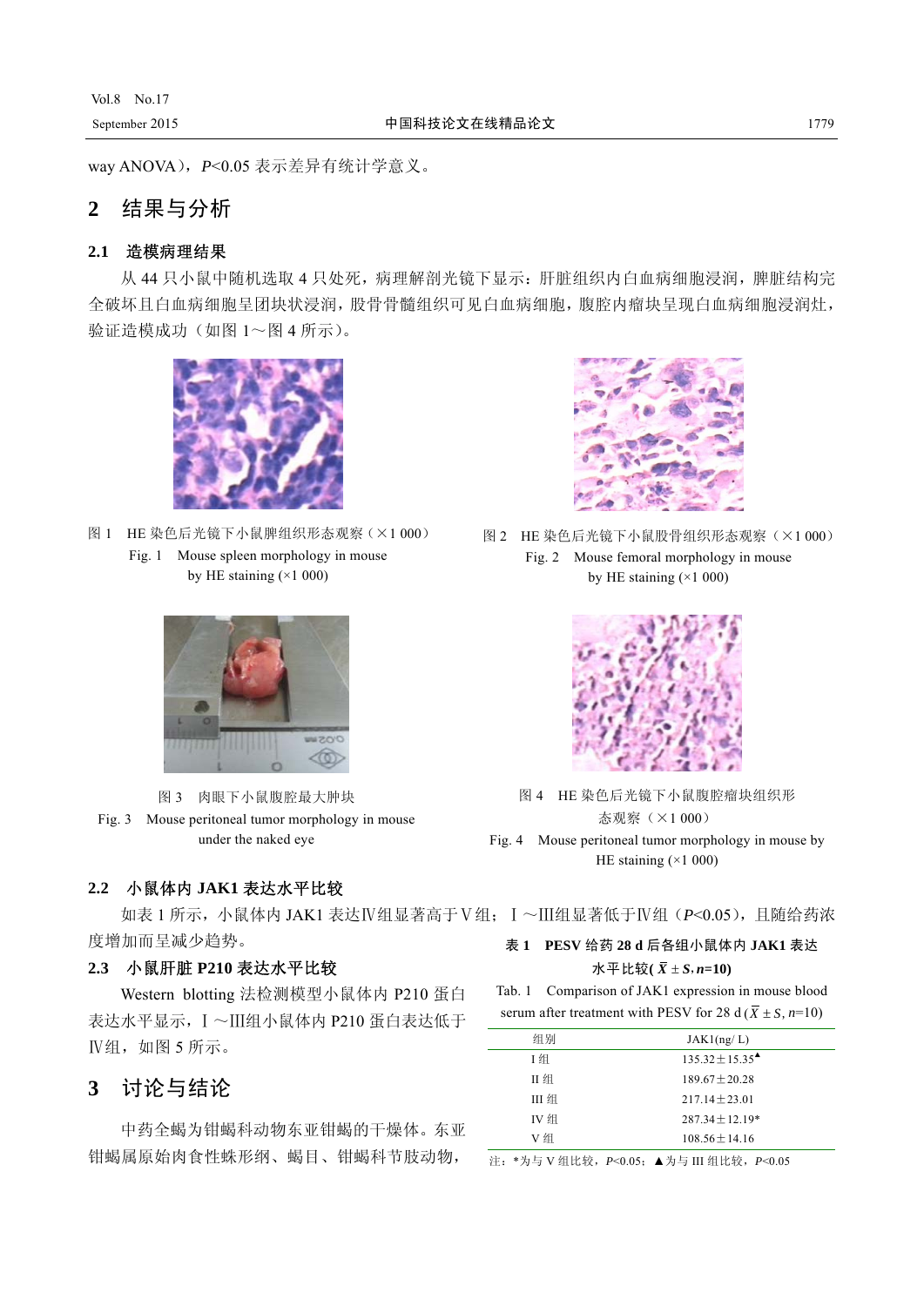way ANOVA)，$P<0.05$ 表示差异有统计学意义。

## 2　结果与分析

### 2.1　造模病理结果

从 44 只小鼠中随机选取 4 只处死，病理解剖光镜下显示：肝脏组织内白血病细胞浸润，脾脏结构完全破坏且白血病细胞呈团块状浸润，股骨骨髓组织可见白血病细胞，腹腔内瘤块呈现白血病细胞浸润灶，验证造模成功（如图 1～图 4 所示）。

图 1　HE 染色后光镜下小鼠脾组织形态观察（×1 000）
Fig. 1　Mouse spleen morphology in mouse by HE staining (×1 000)

图 2　HE 染色后光镜下小鼠股骨组织形态观察（×1 000）
Fig. 2　Mouse femoral morphology in mouse by HE staining (×1 000)

图 3　肉眼下小鼠腹腔最大肿块
Fig. 3　Mouse peritoneal tumor morphology in mouse under the naked eye

图 4　HE 染色后光镜下小鼠腹腔瘤块组织形态观察（×1 000）
Fig. 4　Mouse peritoneal tumor morphology in mouse by HE staining (×1 000)

### 2.2　小鼠体内 JAK1 表达水平比较

如表 1 所示，小鼠体内 JAK1 表达Ⅳ组显著高于Ⅴ组；Ⅰ～Ⅲ组显著低于Ⅳ组（$P<0.05$），且随给药浓度增加而呈减少趋势。

**表 1　PESV 给药 28 d 后各组小鼠体内 JAK1 表达水平比较( $\bar{X} \pm S$, $n$=10)**

Tab. 1　Comparison of JAK1 expression in mouse blood serum after treatment with PESV for 28 d ($\bar{X} \pm S$, $n$=10)

| 组别 | JAK1(ng/ L) |
| --- | --- |
| I 组 | 135.32±15.35▲ |
| II 组 | 189.67±20.28 |
| III 组 | 217.14±23.01 |
| IV 组 | 287.34±12.19* |
| V 组 | 108.56±14.16 |

注：*为与 V 组比较，$P<0.05$；▲为与 III 组比较，$P<0.05$

### 2.3　小鼠肝脏 P210 表达水平比较

Western blotting 法检测模型小鼠体内 P210 蛋白表达水平显示，Ⅰ～Ⅲ组小鼠体内 P210 蛋白表达低于Ⅳ组，如图 5 所示。

## 3　讨论与结论

中药全蝎为钳蝎科动物东亚钳蝎的干燥体。东亚钳蝎属原始肉食性蛛形纲、蝎目、钳蝎科节肢动物，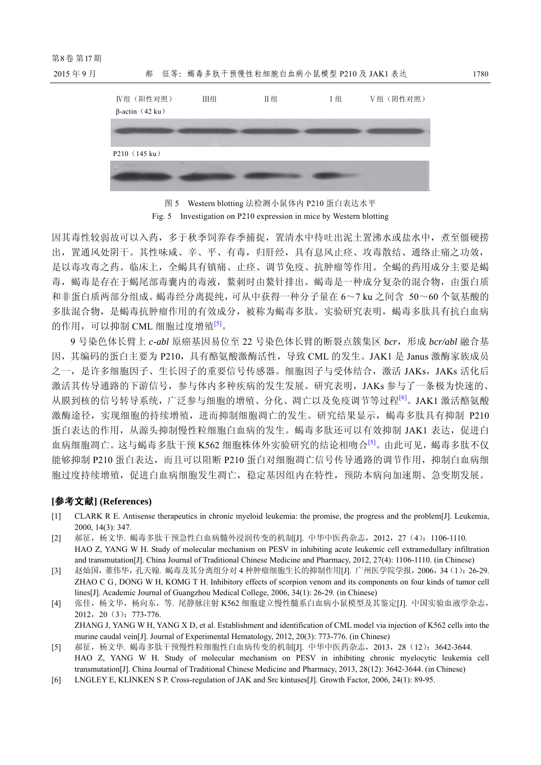Ⅳ组（阳性对照） Ⅲ组 Ⅱ组 Ⅰ组 Ⅴ组（阴性对照）

β-actin（42 ku）

P210（145 ku）

图 5 Western blotting 法检测小鼠体内 P210 蛋白表达水平

Fig. 5 Investigation on P210 expression in mice by Western blotting

因其毒性较弱故可以入药，多于秋季饲养春季捕捉，置清水中待吐出泥土置沸水或盐水中，煮至僵硬捞出，置通风处阴干。其性味咸、辛、平、有毒，归肝经，具有息风止痉、攻毒散结、通络止痛之功效，是以毒攻毒之药。临床上，全蝎具有镇痛、止痉、调节免疫、抗肿瘤等作用。全蝎的药用成分主要是蝎毒，蝎毒是存在于蝎尾部毒囊内的毒液，螫刺时由螫针排出。蝎毒是一种成分复杂的混合物，由蛋白质和非蛋白质两部分组成。蝎毒经分离提纯，可从中获得一种分子量在 6～7 ku 之间含 50～60 个氨基酸的多肽混合物，是蝎毒抗肿瘤作用的有效成分，被称为蝎毒多肽。实验研究表明，蝎毒多肽具有抗白血病的作用，可以抑制 CML 细胞过度增殖[5]。

9 号染色体长臂上 *c-abl* 原癌基因易位至 22 号染色体长臂的断裂点簇集区 *bcr*，形成 *bcr/abl* 融合基因，其编码的蛋白主要为 P210，具有酪氨酸激酶活性，导致 CML 的发生。JAK1 是 Janus 激酶家族成员之一，是许多细胞因子、生长因子的重要信号传感器。细胞因子与受体结合，激活 JAKs，JAKs 活化后激活其传导通路的下游信号，参与体内多种疾病的发生发展。研究表明，JAKs 参与了一条极为快速的、从膜到核的信号转导系统，广泛参与细胞的增殖、分化、凋亡以及免疫调节等过程[6]。JAK1 激活酪氨酸激酶途径，实现细胞的持续增殖，进而抑制细胞凋亡的发生。研究结果显示，蝎毒多肽具有抑制 P210 蛋白表达的作用，从源头抑制慢性粒细胞白血病的发生。蝎毒多肽还可以有效抑制 JAK1 表达，促进白血病细胞凋亡。这与蝎毒多肽干预 K562 细胞株体外实验研究的结论相吻合[5]。由此可见，蝎毒多肽不仅能够抑制 P210 蛋白表达，而且可以阻断 P210 蛋白对细胞凋亡信号传导通路的调节作用，抑制白血病细胞过度持续增殖，促进白血病细胞发生凋亡，稳定基因组内在特性，预防本病向加速期、急变期发展。

## [参考文献] (References)

[1] CLARK R E. Antisense therapeutics in chronic myeloid leukemia: the promise, the progress and the problem[J]. Leukemia, 2000, 14(3): 347.

[2] 郝征，杨文华. 蝎毒多肽干预急性白血病髓外浸润传变的机制[J]. 中华中医药杂志，2012，27（4）：1106-1110.
HAO Z, YANG W H. Study of molecular mechanism on PESV in inhibiting acute leukemic cell extramedullary infiltration and transmutation[J]. China Journal of Traditional Chinese Medicine and Pharmacy, 2012, 27(4): 1106-1110. (in Chinese)

[3] 赵灿国，董伟华，孔天翰. 蝎毒及其分离组分对 4 种肿瘤细胞生长的抑制作用[J]. 广州医学院学报，2006，34（1）：26-29.
ZHAO C G, DONG W H, KOMG T H. Inhibitory effects of scorpion venom and its components on four kinds of tumor cell lines[J]. Academic Journal of Guangzhou Medical College, 2006, 34(1): 26-29. (in Chinese)

[4] 张佳，杨文华，杨向东，等. 尾静脉注射 K562 细胞建立慢性髓系白血病小鼠模型及其鉴定[J]. 中国实验血液学杂志，2012，20（3）：773-776.
ZHANG J, YANG W H, YANG X D, et al. Establishment and identification of CML model via injection of K562 cells into the murine caudal vein[J]. Journal of Experimental Hematology, 2012, 20(3): 773-776. (in Chinese)

[5] 郝征，杨文华. 蝎毒多肽干预慢性粒细胞性白血病传变的机制[J]. 中华中医药杂志，2013，28（12）：3642-3644.
HAO Z, YANG W H. Study of molecular mechanism on PESV in inhibiting chronic myelocytic leukemia cell transmutation[J]. China Journal of Traditional Chinese Medicine and Pharmacy, 2013, 28(12): 3642-3644. (in Chinese)

[6] LNGLEY E, KLINKEN S P. Cross-regulation of JAK and Src kintuses[J]. Growth Factor, 2006, 24(1): 89-95.